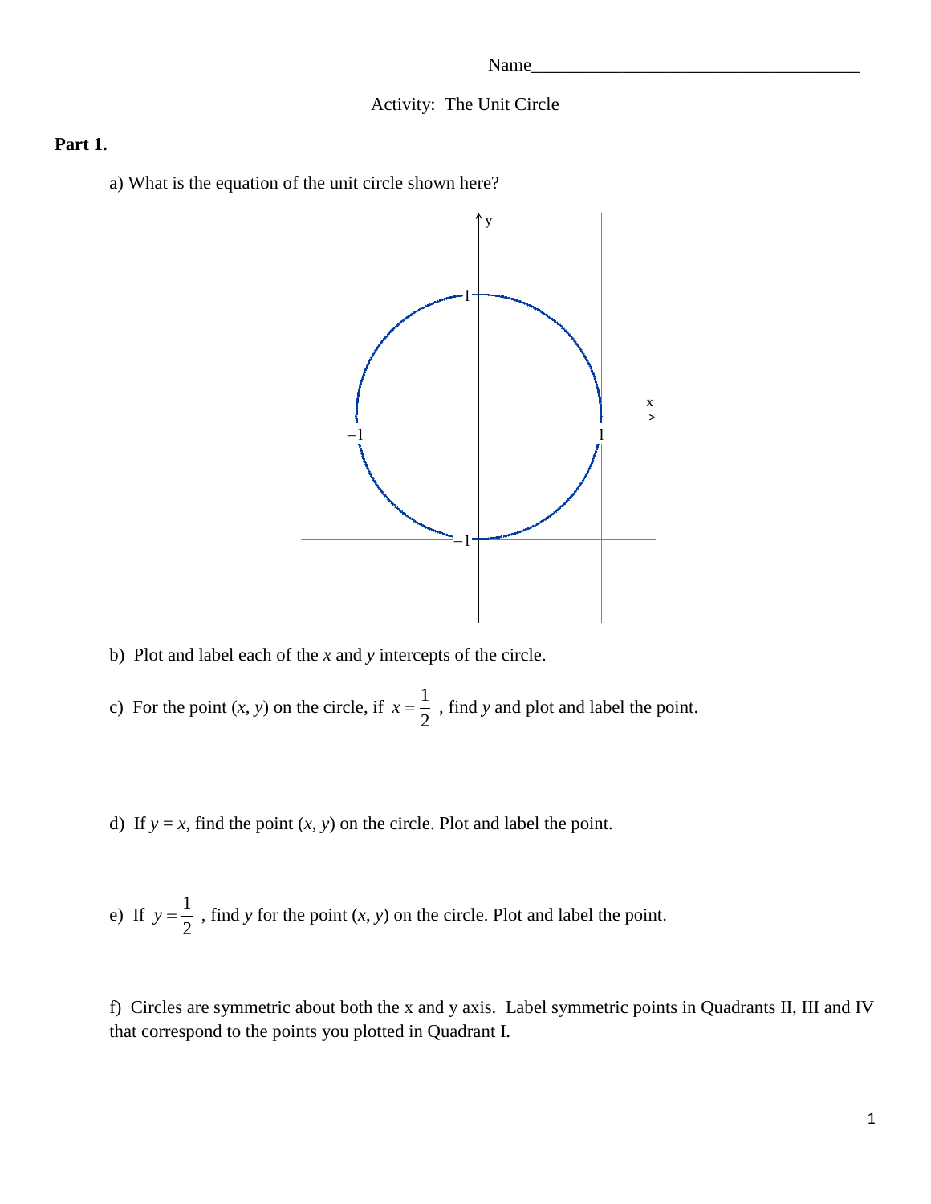Name_____________________________________

Activity: The Unit Circle

**Part 1.**

a) What is the equation of the unit circle shown here?

b) Plot and label each of the *x* and *y* intercepts of the circle.

c) For the point $(x, y)$ on the circle, if $x = \frac{1}{2}$ , find *y* and plot and label the point.

d) If $y = x$, find the point $(x, y)$ on the circle. Plot and label the point.

e) If $y = \frac{1}{2}$ , find *y* for the point $(x, y)$ on the circle. Plot and label the point.

f) Circles are symmetric about both the x and y axis. Label symmetric points in Quadrants II, III and IV that correspond to the points you plotted in Quadrant I.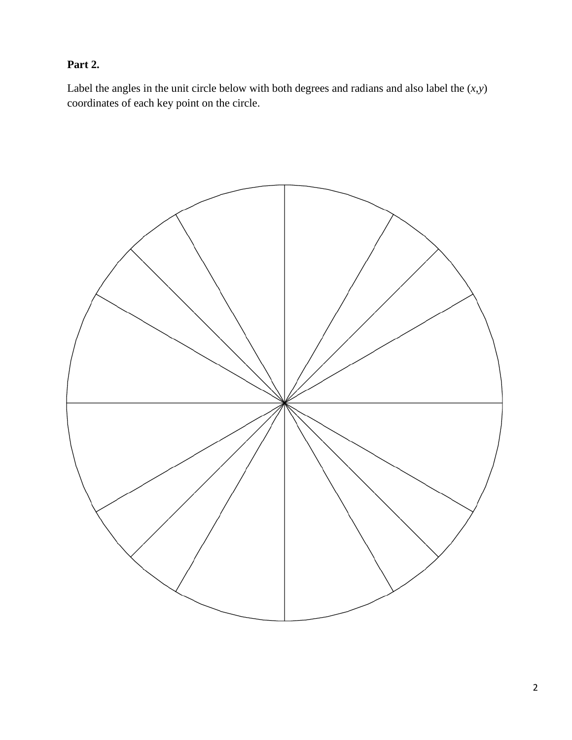**Part 2.**

Label the angles in the unit circle below with both degrees and radians and also label the $(x,y)$ coordinates of each key point on the circle.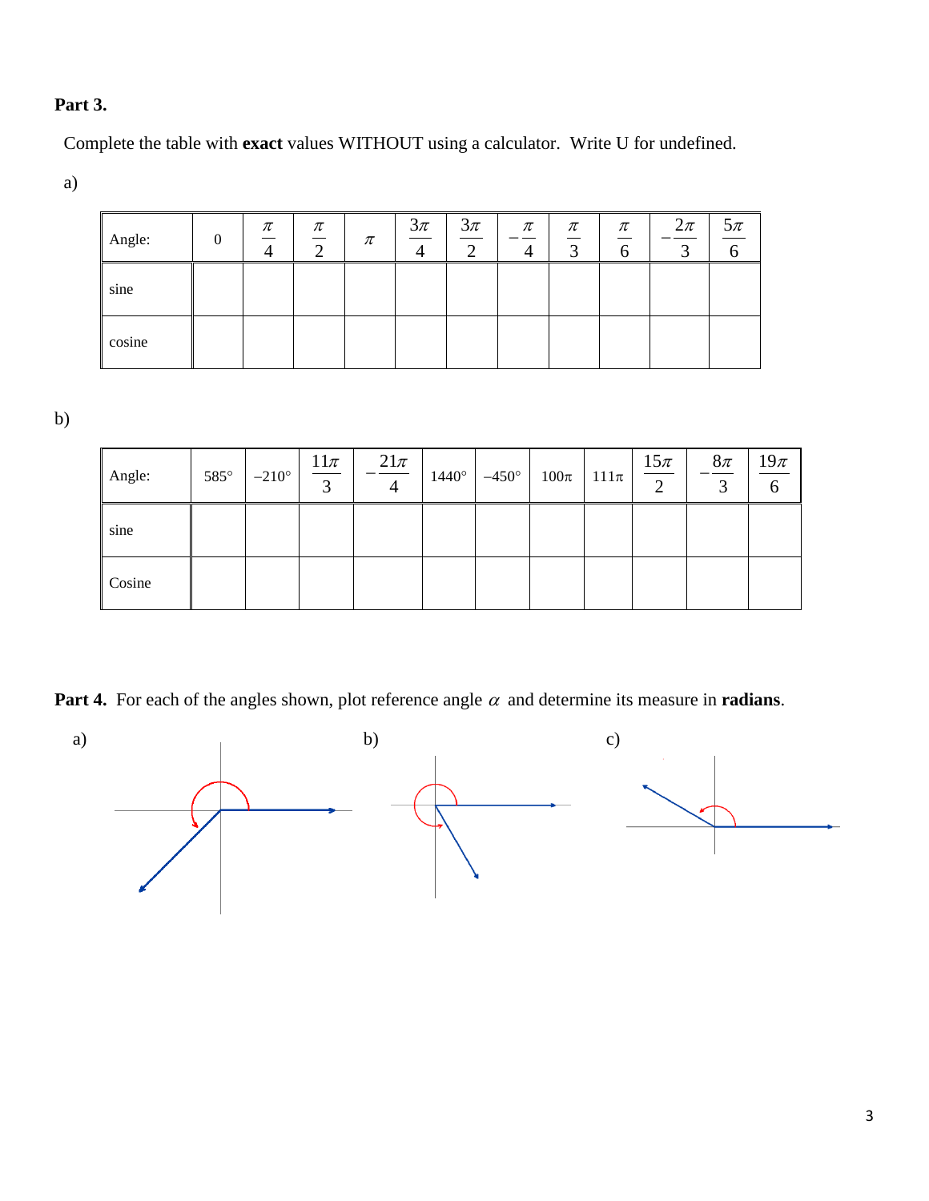**Part 3.**

Complete the table with **exact** values WITHOUT using a calculator. Write U for undefined.

a)

| Angle: | $0$ | $\frac{\pi}{4}$ | $\frac{\pi}{2}$ | $\pi$ | $\frac{3\pi}{4}$ | $\frac{3\pi}{2}$ | $-\frac{\pi}{4}$ | $\frac{\pi}{3}$ | $\frac{\pi}{6}$ | $-\frac{2\pi}{3}$ | $\frac{5\pi}{6}$ |
|---|---|---|---|---|---|---|---|---|---|---|---|
| sine | | | | | | | | | | | |
| cosine | | | | | | | | | | | |

b)

| Angle: | $585°$ | $-210°$ | $\frac{11\pi}{3}$ | $-\frac{21\pi}{4}$ | $1440°$ | $-450°$ | $100\pi$ | $111\pi$ | $\frac{15\pi}{2}$ | $-\frac{8\pi}{3}$ | $\frac{19\pi}{6}$ |
|---|---|---|---|---|---|---|---|---|---|---|---|
| sine | | | | | | | | | | | |
| Cosine | | | | | | | | | | | |

**Part 4.** For each of the angles shown, plot reference angle $\alpha$ and determine its measure in **radians**.

a)

b)

c)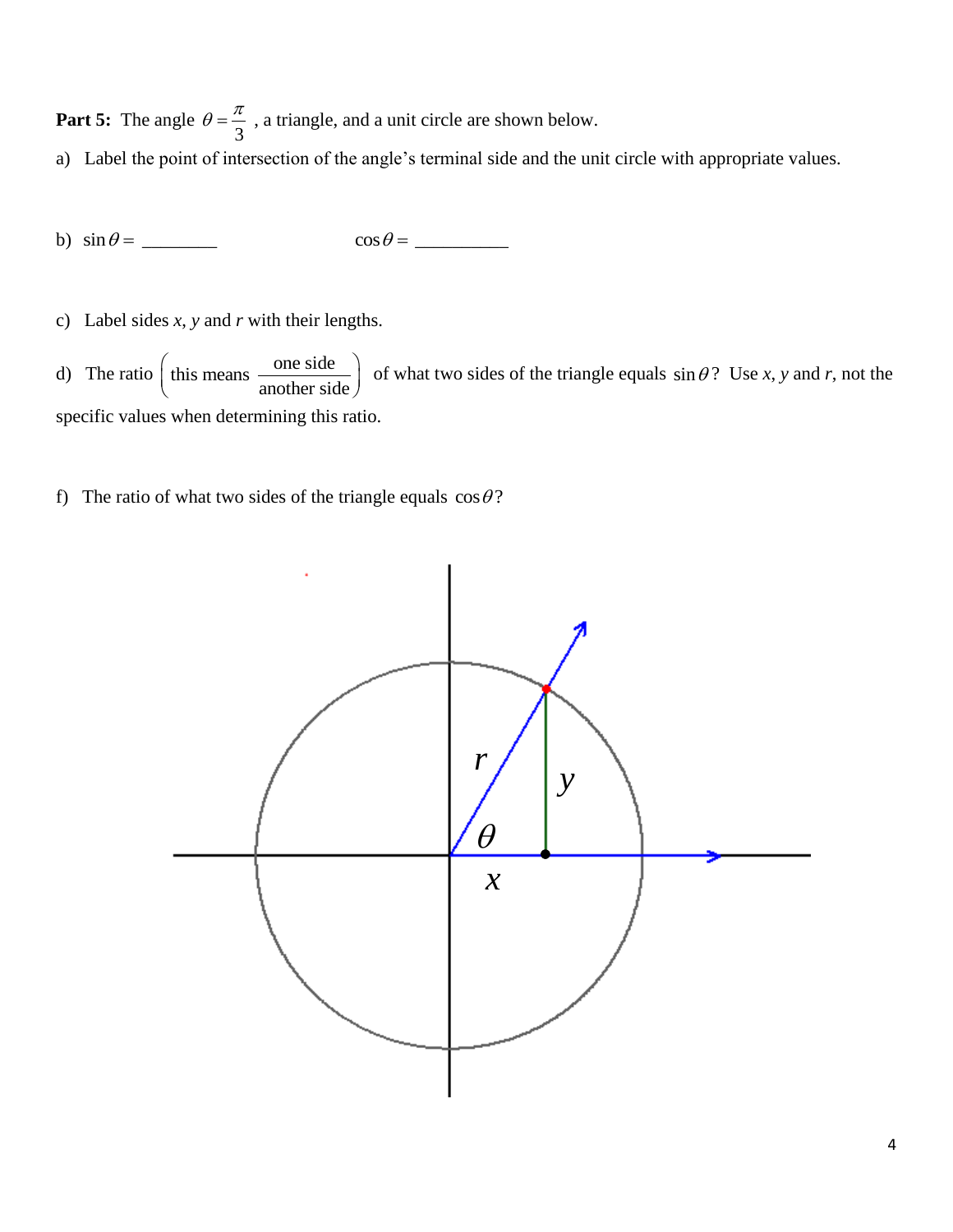**Part 5:** The angle $\theta = \frac{\pi}{3}$ , a triangle, and a unit circle are shown below.

a) Label the point of intersection of the angle's terminal side and the unit circle with appropriate values.

b) $\sin\theta =$ ________ $\cos\theta =$ __________

c) Label sides *x*, *y* and *r* with their lengths.

d) The ratio $\left(\text{this means } \frac{\text{one side}}{\text{another side}}\right)$ of what two sides of the triangle equals $\sin\theta$? Use *x*, *y* and *r*, not the specific values when determining this ratio.

f) The ratio of what two sides of the triangle equals $\cos\theta$?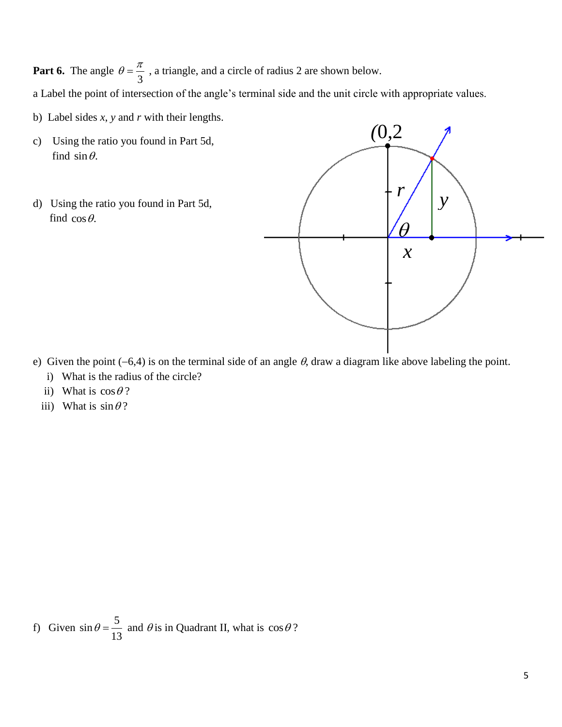**Part 6.** The angle $\theta = \frac{\pi}{3}$ , a triangle, and a circle of radius 2 are shown below.

a Label the point of intersection of the angle's terminal side and the unit circle with appropriate values.

b) Label sides *x*, *y* and *r* with their lengths.

c) Using the ratio you found in Part 5d, find $\sin\theta$.

d) Using the ratio you found in Part 5d, find $\cos\theta$.

e) Given the point $(-6,4)$ is on the terminal side of an angle $\theta$, draw a diagram like above labeling the point.

   i) What is the radius of the circle?

   ii) What is $\cos\theta$?

   iii) What is $\sin\theta$?

f) Given $\sin\theta = \frac{5}{13}$ and $\theta$ is in Quadrant II, what is $\cos\theta$?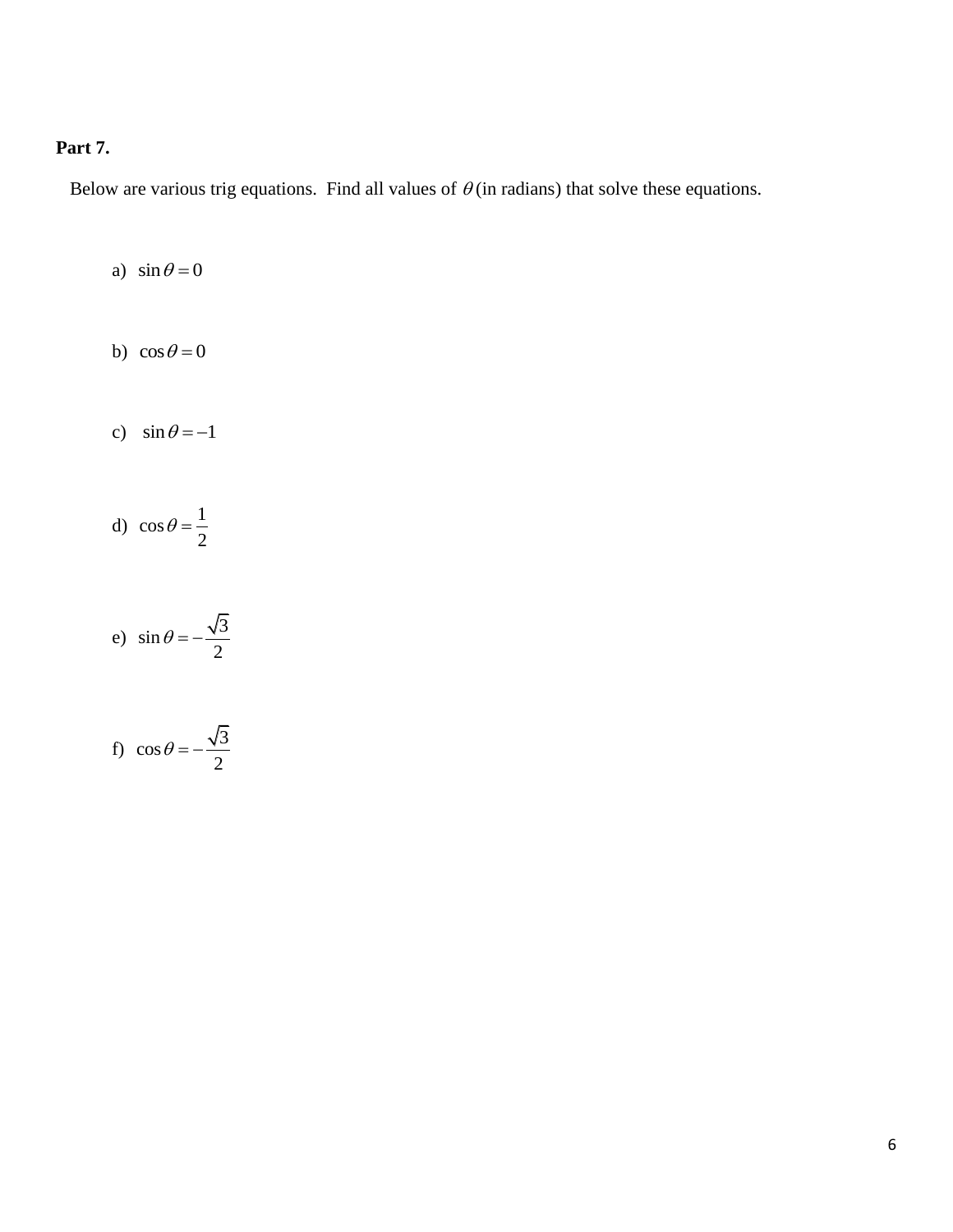**Part 7.**

Below are various trig equations. Find all values of $\theta$ (in radians) that solve these equations.

a) $\sin\theta = 0$

b) $\cos\theta = 0$

c) $\sin\theta = -1$

d) $\cos\theta = \frac{1}{2}$

e) $\sin\theta = -\frac{\sqrt{3}}{2}$

f) $\cos\theta = -\frac{\sqrt{3}}{2}$